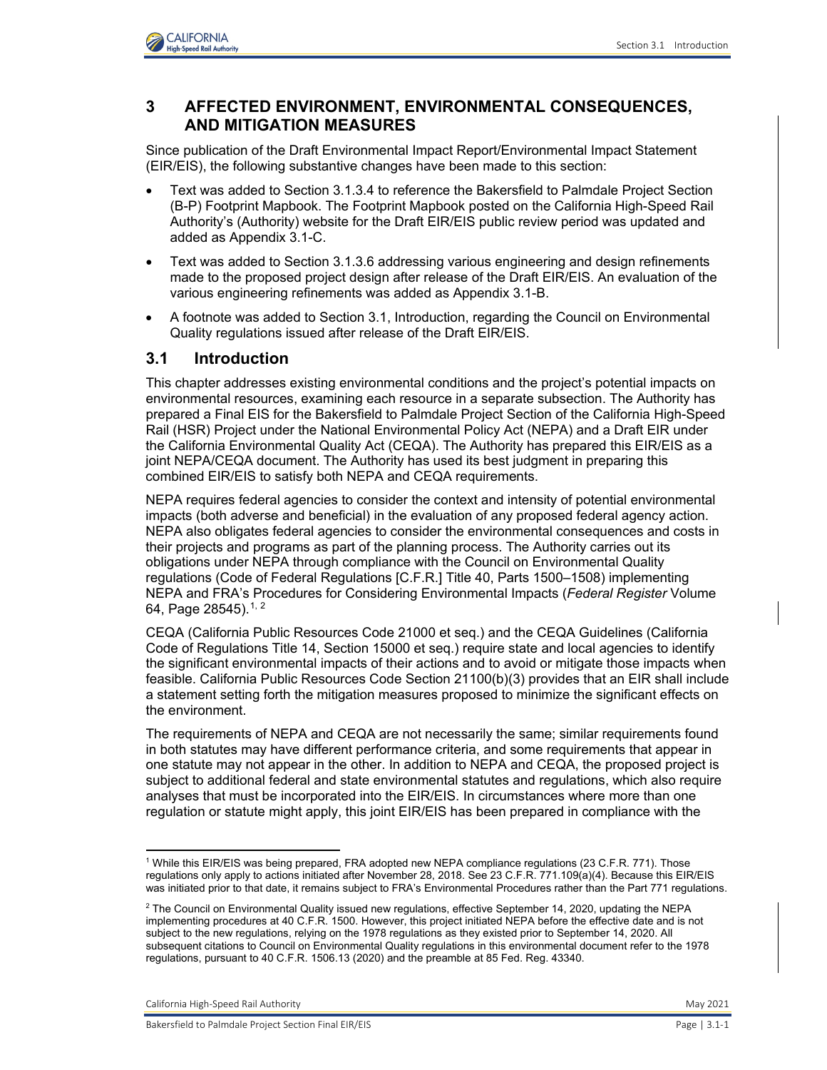# 3 AFFECTED ENVIRONMENT, ENVIRONMENTAL CONSEQUENCES, AND MITIGATION MEASURES

Since publication of the Draft Environmental Impact Report/Environmental Impact Statement (EIR/EIS), the following substantive changes have been made to this section:

- Text was added to Section 3.1.3.4 to reference the Bakersfield to Palmdale Project Section (B-P) Footprint Mapbook. The Footprint Mapbook posted on the California High-Speed Rail Authority's (Authority) website for the Draft EIR/EIS public review period was updated and added as Appendix 3.1-C.
- Text was added to Section 3.1.3.6 addressing various engineering and design refinements made to the proposed project design after release of the Draft EIR/EIS. An evaluation of the various engineering refinements was added as Appendix 3.1-B.
- A footnote was added to Section 3.1, Introduction, regarding the Council on Environmental Quality regulations issued after release of the Draft EIR/EIS.

## 3.1 Introduction

This chapter addresses existing environmental conditions and the project's potential impacts on environmental resources, examining each resource in a separate subsection. The Authority has prepared a Final EIS for the Bakersfield to Palmdale Project Section of the California High-Speed Rail (HSR) Project under the National Environmental Policy Act (NEPA) and a Draft EIR under the California Environmental Quality Act (CEQA). The Authority has prepared this EIR/EIS as a joint NEPA/CEQA document. The Authority has used its best judgment in preparing this combined EIR/EIS to satisfy both NEPA and CEQA requirements.

NEPA requires federal agencies to consider the context and intensity of potential environmental impacts (both adverse and beneficial) in the evaluation of any proposed federal agency action. NEPA also obligates federal agencies to consider the environmental consequences and costs in their projects and programs as part of the planning process. The Authority carries out its obligations under NEPA through compliance with the Council on Environmental Quality regulations (Code of Federal Regulations [C.F.R.] Title 40, Parts 1500–1508) implementing NEPA and FRA's Procedures for Considering Environmental Impacts (*Federal Register* Volume 64, Page 28545).[1, 2]

CEQA (California Public Resources Code 21000 et seq.) and the CEQA Guidelines (California Code of Regulations Title 14, Section 15000 et seq.) require state and local agencies to identify the significant environmental impacts of their actions and to avoid or mitigate those impacts when feasible. California Public Resources Code Section 21100(b)(3) provides that an EIR shall include a statement setting forth the mitigation measures proposed to minimize the significant effects on the environment.

The requirements of NEPA and CEQA are not necessarily the same; similar requirements found in both statutes may have different performance criteria, and some requirements that appear in one statute may not appear in the other. In addition to NEPA and CEQA, the proposed project is subject to additional federal and state environmental statutes and regulations, which also require analyses that must be incorporated into the EIR/EIS. In circumstances where more than one regulation or statute might apply, this joint EIR/EIS has been prepared in compliance with the

---

[1] While this EIR/EIS was being prepared, FRA adopted new NEPA compliance regulations (23 C.F.R. 771). Those regulations only apply to actions initiated after November 28, 2018. See 23 C.F.R. 771.109(a)(4). Because this EIR/EIS was initiated prior to that date, it remains subject to FRA's Environmental Procedures rather than the Part 771 regulations.

[2] The Council on Environmental Quality issued new regulations, effective September 14, 2020, updating the NEPA implementing procedures at 40 C.F.R. 1500. However, this project initiated NEPA before the effective date and is not subject to the new regulations, relying on the 1978 regulations as they existed prior to September 14, 2020. All subsequent citations to Council on Environmental Quality regulations in this environmental document refer to the 1978 regulations, pursuant to 40 C.F.R. 1506.13 (2020) and the preamble at 85 Fed. Reg. 43340.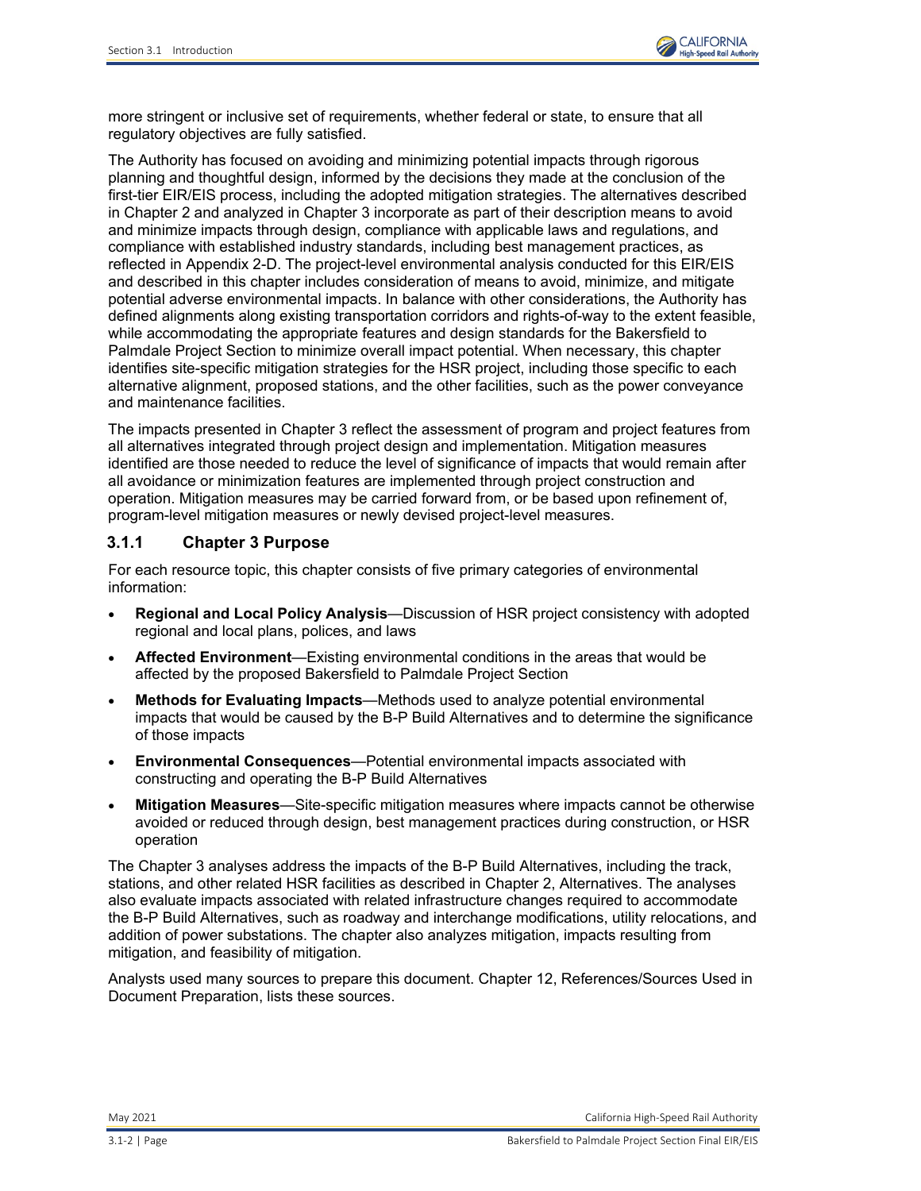more stringent or inclusive set of requirements, whether federal or state, to ensure that all regulatory objectives are fully satisfied.

The Authority has focused on avoiding and minimizing potential impacts through rigorous planning and thoughtful design, informed by the decisions they made at the conclusion of the first-tier EIR/EIS process, including the adopted mitigation strategies. The alternatives described in Chapter 2 and analyzed in Chapter 3 incorporate as part of their description means to avoid and minimize impacts through design, compliance with applicable laws and regulations, and compliance with established industry standards, including best management practices, as reflected in Appendix 2-D. The project-level environmental analysis conducted for this EIR/EIS and described in this chapter includes consideration of means to avoid, minimize, and mitigate potential adverse environmental impacts. In balance with other considerations, the Authority has defined alignments along existing transportation corridors and rights-of-way to the extent feasible, while accommodating the appropriate features and design standards for the Bakersfield to Palmdale Project Section to minimize overall impact potential. When necessary, this chapter identifies site-specific mitigation strategies for the HSR project, including those specific to each alternative alignment, proposed stations, and the other facilities, such as the power conveyance and maintenance facilities.

The impacts presented in Chapter 3 reflect the assessment of program and project features from all alternatives integrated through project design and implementation. Mitigation measures identified are those needed to reduce the level of significance of impacts that would remain after all avoidance or minimization features are implemented through project construction and operation. Mitigation measures may be carried forward from, or be based upon refinement of, program-level mitigation measures or newly devised project-level measures.

### 3.1.1 Chapter 3 Purpose

For each resource topic, this chapter consists of five primary categories of environmental information:

- **Regional and Local Policy Analysis**—Discussion of HSR project consistency with adopted regional and local plans, polices, and laws
- **Affected Environment**—Existing environmental conditions in the areas that would be affected by the proposed Bakersfield to Palmdale Project Section
- **Methods for Evaluating Impacts**—Methods used to analyze potential environmental impacts that would be caused by the B-P Build Alternatives and to determine the significance of those impacts
- **Environmental Consequences**—Potential environmental impacts associated with constructing and operating the B-P Build Alternatives
- **Mitigation Measures**—Site-specific mitigation measures where impacts cannot be otherwise avoided or reduced through design, best management practices during construction, or HSR operation

The Chapter 3 analyses address the impacts of the B-P Build Alternatives, including the track, stations, and other related HSR facilities as described in Chapter 2, Alternatives. The analyses also evaluate impacts associated with related infrastructure changes required to accommodate the B-P Build Alternatives, such as roadway and interchange modifications, utility relocations, and addition of power substations. The chapter also analyzes mitigation, impacts resulting from mitigation, and feasibility of mitigation.

Analysts used many sources to prepare this document. Chapter 12, References/Sources Used in Document Preparation, lists these sources.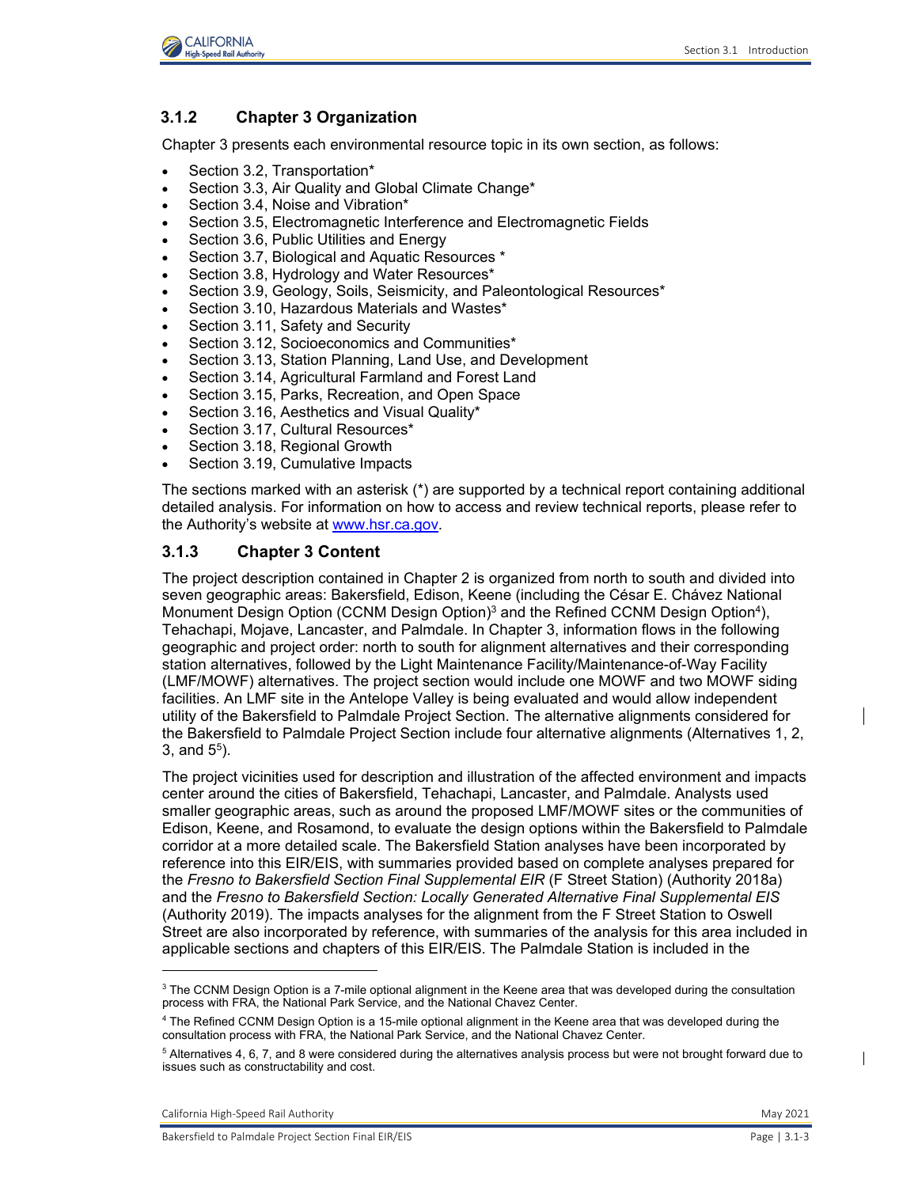### 3.1.2 Chapter 3 Organization

Chapter 3 presents each environmental resource topic in its own section, as follows:

- Section 3.2, Transportation*
- Section 3.3, Air Quality and Global Climate Change*
- Section 3.4, Noise and Vibration*
- Section 3.5, Electromagnetic Interference and Electromagnetic Fields
- Section 3.6, Public Utilities and Energy
- Section 3.7, Biological and Aquatic Resources *
- Section 3.8, Hydrology and Water Resources*
- Section 3.9, Geology, Soils, Seismicity, and Paleontological Resources*
- Section 3.10, Hazardous Materials and Wastes*
- Section 3.11, Safety and Security
- Section 3.12, Socioeconomics and Communities*
- Section 3.13, Station Planning, Land Use, and Development
- Section 3.14, Agricultural Farmland and Forest Land
- Section 3.15, Parks, Recreation, and Open Space
- Section 3.16, Aesthetics and Visual Quality*
- Section 3.17, Cultural Resources*
- Section 3.18, Regional Growth
- Section 3.19, Cumulative Impacts

The sections marked with an asterisk (*) are supported by a technical report containing additional detailed analysis. For information on how to access and review technical reports, please refer to the Authority's website at www.hsr.ca.gov.

### 3.1.3 Chapter 3 Content

The project description contained in Chapter 2 is organized from north to south and divided into seven geographic areas: Bakersfield, Edison, Keene (including the César E. Chávez National Monument Design Option (CCNM Design Option)[3] and the Refined CCNM Design Option[4]), Tehachapi, Mojave, Lancaster, and Palmdale. In Chapter 3, information flows in the following geographic and project order: north to south for alignment alternatives and their corresponding station alternatives, followed by the Light Maintenance Facility/Maintenance-of-Way Facility (LMF/MOWF) alternatives. The project section would include one MOWF and two MOWF siding facilities. An LMF site in the Antelope Valley is being evaluated and would allow independent utility of the Bakersfield to Palmdale Project Section. The alternative alignments considered for the Bakersfield to Palmdale Project Section include four alternative alignments (Alternatives 1, 2, 3, and 5[5]).

The project vicinities used for description and illustration of the affected environment and impacts center around the cities of Bakersfield, Tehachapi, Lancaster, and Palmdale. Analysts used smaller geographic areas, such as around the proposed LMF/MOWF sites or the communities of Edison, Keene, and Rosamond, to evaluate the design options within the Bakersfield to Palmdale corridor at a more detailed scale. The Bakersfield Station analyses have been incorporated by reference into this EIR/EIS, with summaries provided based on complete analyses prepared for the *Fresno to Bakersfield Section Final Supplemental EIR* (F Street Station) (Authority 2018a) and the *Fresno to Bakersfield Section: Locally Generated Alternative Final Supplemental EIS* (Authority 2019). The impacts analyses for the alignment from the F Street Station to Oswell Street are also incorporated by reference, with summaries of the analysis for this area included in applicable sections and chapters of this EIR/EIS. The Palmdale Station is included in the

---

[3] The CCNM Design Option is a 7-mile optional alignment in the Keene area that was developed during the consultation process with FRA, the National Park Service, and the National Chavez Center.

[4] The Refined CCNM Design Option is a 15-mile optional alignment in the Keene area that was developed during the consultation process with FRA, the National Park Service, and the National Chavez Center.

[5] Alternatives 4, 6, 7, and 8 were considered during the alternatives analysis process but were not brought forward due to issues such as constructability and cost.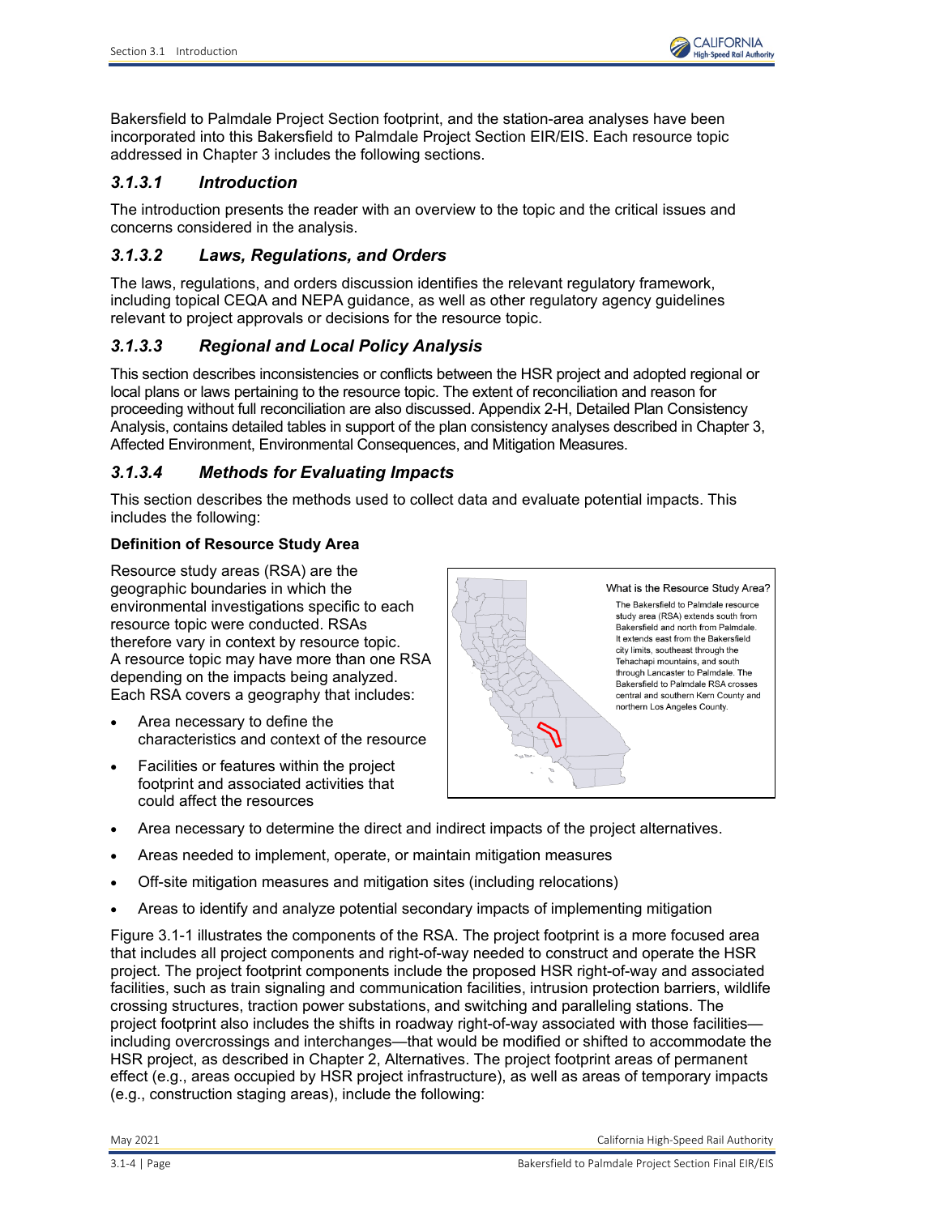Bakersfield to Palmdale Project Section footprint, and the station-area analyses have been incorporated into this Bakersfield to Palmdale Project Section EIR/EIS. Each resource topic addressed in Chapter 3 includes the following sections.

### *3.1.3.1 Introduction*

The introduction presents the reader with an overview to the topic and the critical issues and concerns considered in the analysis.

### *3.1.3.2 Laws, Regulations, and Orders*

The laws, regulations, and orders discussion identifies the relevant regulatory framework, including topical CEQA and NEPA guidance, as well as other regulatory agency guidelines relevant to project approvals or decisions for the resource topic.

### *3.1.3.3 Regional and Local Policy Analysis*

This section describes inconsistencies or conflicts between the HSR project and adopted regional or local plans or laws pertaining to the resource topic. The extent of reconciliation and reason for proceeding without full reconciliation are also discussed. Appendix 2-H, Detailed Plan Consistency Analysis, contains detailed tables in support of the plan consistency analyses described in Chapter 3, Affected Environment, Environmental Consequences, and Mitigation Measures.

### *3.1.3.4 Methods for Evaluating Impacts*

This section describes the methods used to collect data and evaluate potential impacts. This includes the following:

**Definition of Resource Study Area**

Resource study areas (RSA) are the geographic boundaries in which the environmental investigations specific to each resource topic were conducted. RSAs therefore vary in context by resource topic. A resource topic may have more than one RSA depending on the impacts being analyzed. Each RSA covers a geography that includes:

> **What is the Resource Study Area?**
>
> The Bakersfield to Palmdale resource study area (RSA) extends south from Bakersfield and north from Palmdale. It extends east from the Bakersfield city limits, southeast through the Tehachapi mountains, and south through Lancaster to Palmdale. The Bakersfield to Palmdale RSA crosses central and southern Kern County and northern Los Angeles County.

- Area necessary to define the characteristics and context of the resource
- Facilities or features within the project footprint and associated activities that could affect the resources
- Area necessary to determine the direct and indirect impacts of the project alternatives.
- Areas needed to implement, operate, or maintain mitigation measures
- Off-site mitigation measures and mitigation sites (including relocations)
- Areas to identify and analyze potential secondary impacts of implementing mitigation

Figure 3.1-1 illustrates the components of the RSA. The project footprint is a more focused area that includes all project components and right-of-way needed to construct and operate the HSR project. The project footprint components include the proposed HSR right-of-way and associated facilities, such as train signaling and communication facilities, intrusion protection barriers, wildlife crossing structures, traction power substations, and switching and paralleling stations. The project footprint also includes the shifts in roadway right-of-way associated with those facilities—including overcrossings and interchanges—that would be modified or shifted to accommodate the HSR project, as described in Chapter 2, Alternatives. The project footprint areas of permanent effect (e.g., areas occupied by HSR project infrastructure), as well as areas of temporary impacts (e.g., construction staging areas), include the following: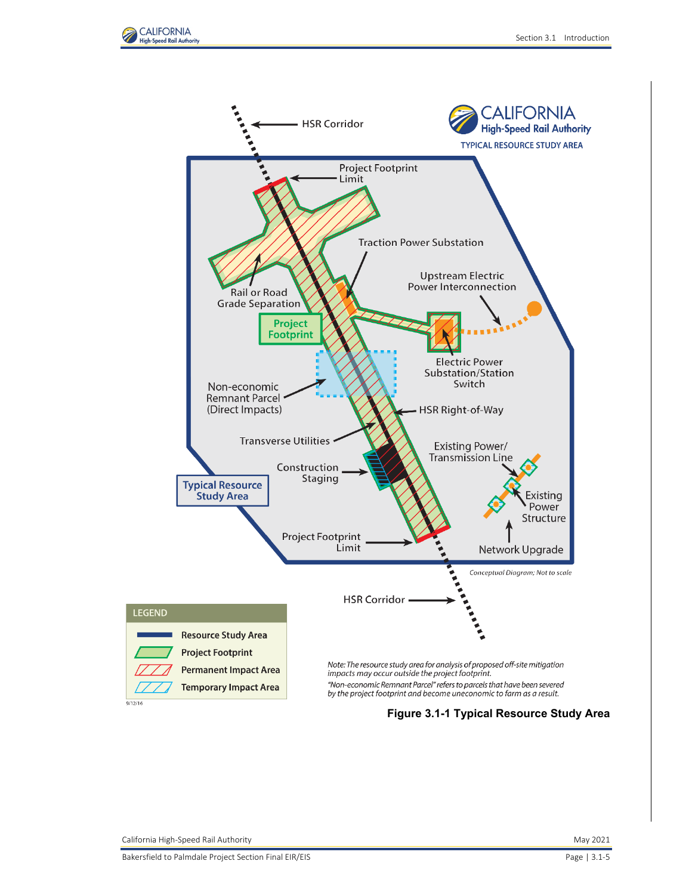HSR Corridor

CALIFORNIA High-Speed Rail Authority

TYPICAL RESOURCE STUDY AREA

Project Footprint Limit

Traction Power Substation

Upstream Electric Power Interconnection

Rail or Road Grade Separation

Project Footprint

Electric Power Substation/Station Switch

Non-economic Remnant Parcel (Direct Impacts)

HSR Right-of-Way

Transverse Utilities

Existing Power/ Transmission Line

Construction Staging

Existing Power Structure

Typical Resource Study Area

Project Footprint Limit

Network Upgrade

*Conceptual Diagram; Not to scale*

HSR Corridor

**LEGEND**

- Resource Study Area
- Project Footprint
- Permanent Impact Area
- Temporary Impact Area

9/12/16

*Note: The resource study area for analysis of proposed off-site mitigation impacts may occur outside the project footprint.*

*"Non-economic Remnant Parcel" refers to parcels that have been severed by the project footprint and become uneconomic to farm as a result.*

**Figure 3.1-1 Typical Resource Study Area**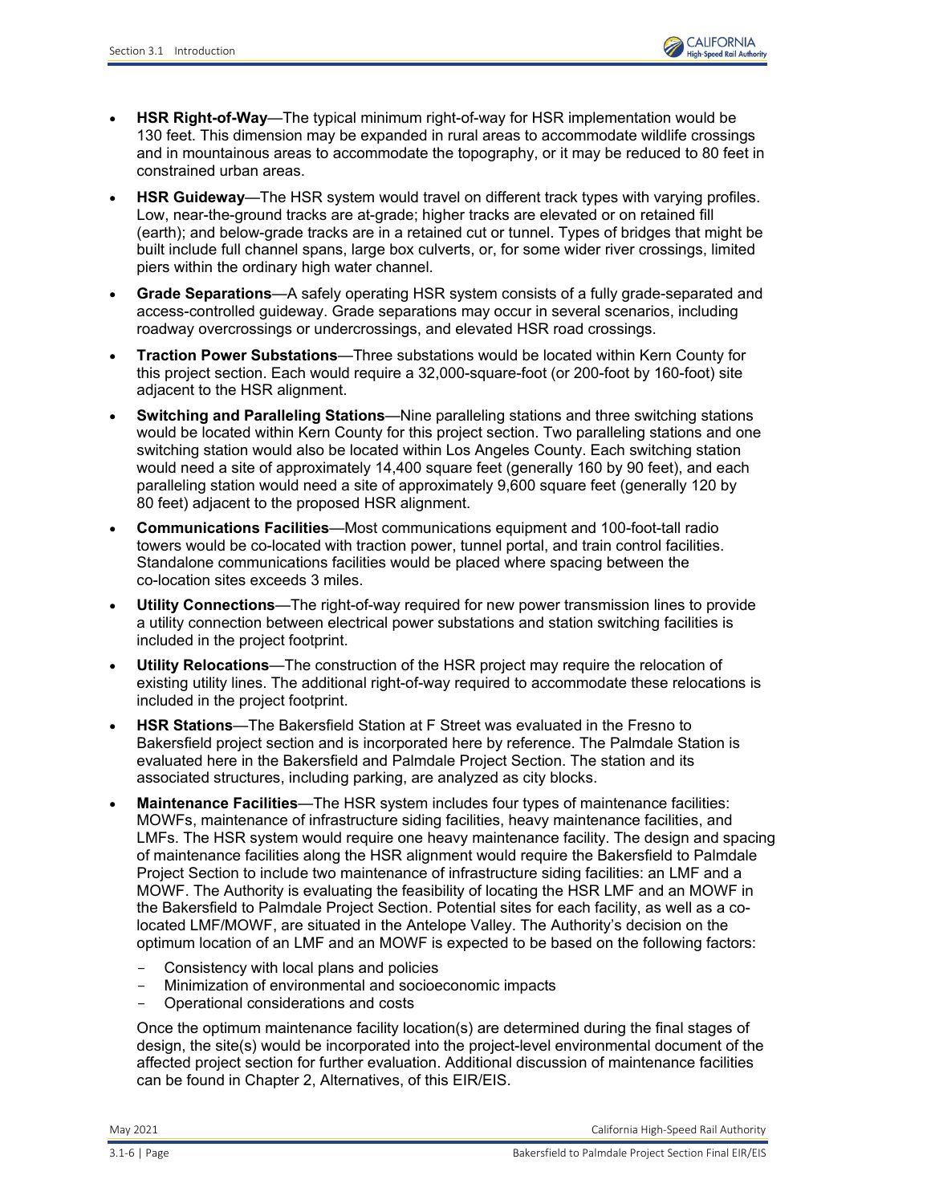- **HSR Right-of-Way**—The typical minimum right-of-way for HSR implementation would be 130 feet. This dimension may be expanded in rural areas to accommodate wildlife crossings and in mountainous areas to accommodate the topography, or it may be reduced to 80 feet in constrained urban areas.
- **HSR Guideway**—The HSR system would travel on different track types with varying profiles. Low, near-the-ground tracks are at-grade; higher tracks are elevated or on retained fill (earth); and below-grade tracks are in a retained cut or tunnel. Types of bridges that might be built include full channel spans, large box culverts, or, for some wider river crossings, limited piers within the ordinary high water channel.
- **Grade Separations**—A safely operating HSR system consists of a fully grade-separated and access-controlled guideway. Grade separations may occur in several scenarios, including roadway overcrossings or undercrossings, and elevated HSR road crossings.
- **Traction Power Substations**—Three substations would be located within Kern County for this project section. Each would require a 32,000-square-foot (or 200-foot by 160-foot) site adjacent to the HSR alignment.
- **Switching and Paralleling Stations**—Nine paralleling stations and three switching stations would be located within Kern County for this project section. Two paralleling stations and one switching station would also be located within Los Angeles County. Each switching station would need a site of approximately 14,400 square feet (generally 160 by 90 feet), and each paralleling station would need a site of approximately 9,600 square feet (generally 120 by 80 feet) adjacent to the proposed HSR alignment.
- **Communications Facilities**—Most communications equipment and 100-foot-tall radio towers would be co-located with traction power, tunnel portal, and train control facilities. Standalone communications facilities would be placed where spacing between the co-location sites exceeds 3 miles.
- **Utility Connections**—The right-of-way required for new power transmission lines to provide a utility connection between electrical power substations and station switching facilities is included in the project footprint.
- **Utility Relocations**—The construction of the HSR project may require the relocation of existing utility lines. The additional right-of-way required to accommodate these relocations is included in the project footprint.
- **HSR Stations**—The Bakersfield Station at F Street was evaluated in the Fresno to Bakersfield project section and is incorporated here by reference. The Palmdale Station is evaluated here in the Bakersfield and Palmdale Project Section. The station and its associated structures, including parking, are analyzed as city blocks.
- **Maintenance Facilities**—The HSR system includes four types of maintenance facilities: MOWFs, maintenance of infrastructure siding facilities, heavy maintenance facilities, and LMFs. The HSR system would require one heavy maintenance facility. The design and spacing of maintenance facilities along the HSR alignment would require the Bakersfield to Palmdale Project Section to include two maintenance of infrastructure siding facilities: an LMF and a MOWF. The Authority is evaluating the feasibility of locating the HSR LMF and an MOWF in the Bakersfield to Palmdale Project Section. Potential sites for each facility, as well as a co-located LMF/MOWF, are situated in the Antelope Valley. The Authority's decision on the optimum location of an LMF and an MOWF is expected to be based on the following factors:
  - Consistency with local plans and policies
  - Minimization of environmental and socioeconomic impacts
  - Operational considerations and costs

  Once the optimum maintenance facility location(s) are determined during the final stages of design, the site(s) would be incorporated into the project-level environmental document of the affected project section for further evaluation. Additional discussion of maintenance facilities can be found in Chapter 2, Alternatives, of this EIR/EIS.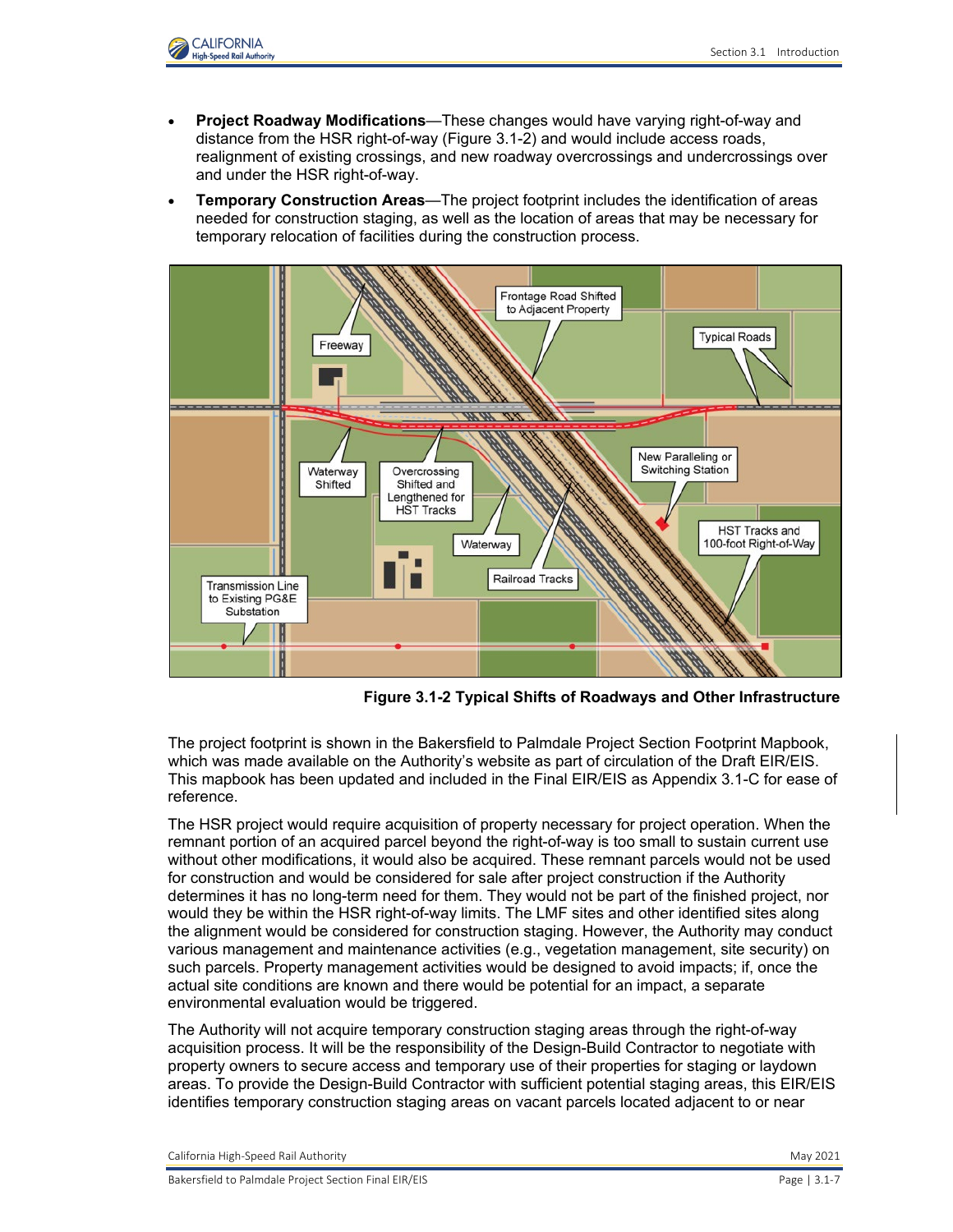- **Project Roadway Modifications**—These changes would have varying right-of-way and distance from the HSR right-of-way (Figure 3.1-2) and would include access roads, realignment of existing crossings, and new roadway overcrossings and undercrossings over and under the HSR right-of-way.
- **Temporary Construction Areas**—The project footprint includes the identification of areas needed for construction staging, as well as the location of areas that may be necessary for temporary relocation of facilities during the construction process.

**Figure 3.1-2 Typical Shifts of Roadways and Other Infrastructure**

The project footprint is shown in the Bakersfield to Palmdale Project Section Footprint Mapbook, which was made available on the Authority's website as part of circulation of the Draft EIR/EIS. This mapbook has been updated and included in the Final EIR/EIS as Appendix 3.1-C for ease of reference.

The HSR project would require acquisition of property necessary for project operation. When the remnant portion of an acquired parcel beyond the right-of-way is too small to sustain current use without other modifications, it would also be acquired. These remnant parcels would not be used for construction and would be considered for sale after project construction if the Authority determines it has no long-term need for them. They would not be part of the finished project, nor would they be within the HSR right-of-way limits. The LMF sites and other identified sites along the alignment would be considered for construction staging. However, the Authority may conduct various management and maintenance activities (e.g., vegetation management, site security) on such parcels. Property management activities would be designed to avoid impacts; if, once the actual site conditions are known and there would be potential for an impact, a separate environmental evaluation would be triggered.

The Authority will not acquire temporary construction staging areas through the right-of-way acquisition process. It will be the responsibility of the Design-Build Contractor to negotiate with property owners to secure access and temporary use of their properties for staging or laydown areas. To provide the Design-Build Contractor with sufficient potential staging areas, this EIR/EIS identifies temporary construction staging areas on vacant parcels located adjacent to or near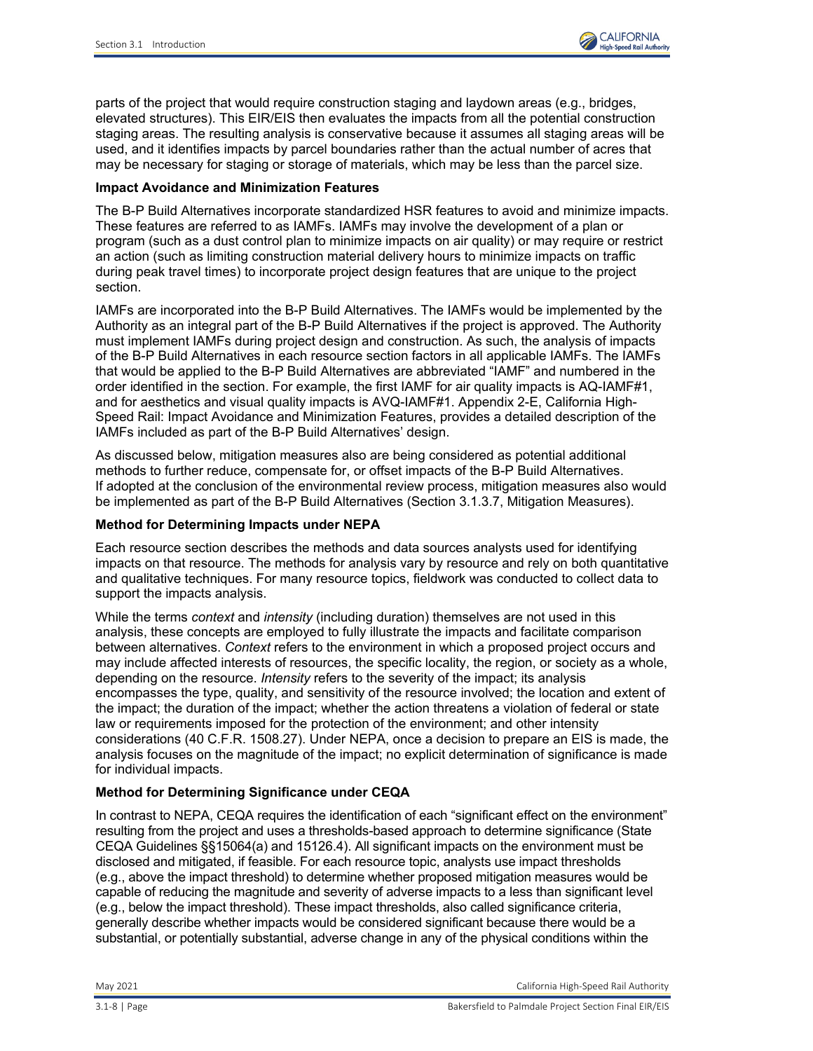parts of the project that would require construction staging and laydown areas (e.g., bridges, elevated structures). This EIR/EIS then evaluates the impacts from all the potential construction staging areas. The resulting analysis is conservative because it assumes all staging areas will be used, and it identifies impacts by parcel boundaries rather than the actual number of acres that may be necessary for staging or storage of materials, which may be less than the parcel size.

**Impact Avoidance and Minimization Features**

The B-P Build Alternatives incorporate standardized HSR features to avoid and minimize impacts. These features are referred to as IAMFs. IAMFs may involve the development of a plan or program (such as a dust control plan to minimize impacts on air quality) or may require or restrict an action (such as limiting construction material delivery hours to minimize impacts on traffic during peak travel times) to incorporate project design features that are unique to the project section.

IAMFs are incorporated into the B-P Build Alternatives. The IAMFs would be implemented by the Authority as an integral part of the B-P Build Alternatives if the project is approved. The Authority must implement IAMFs during project design and construction. As such, the analysis of impacts of the B-P Build Alternatives in each resource section factors in all applicable IAMFs. The IAMFs that would be applied to the B-P Build Alternatives are abbreviated "IAMF" and numbered in the order identified in the section. For example, the first IAMF for air quality impacts is AQ-IAMF#1, and for aesthetics and visual quality impacts is AVQ-IAMF#1. Appendix 2-E, California High-Speed Rail: Impact Avoidance and Minimization Features, provides a detailed description of the IAMFs included as part of the B-P Build Alternatives' design.

As discussed below, mitigation measures also are being considered as potential additional methods to further reduce, compensate for, or offset impacts of the B-P Build Alternatives. If adopted at the conclusion of the environmental review process, mitigation measures also would be implemented as part of the B-P Build Alternatives (Section 3.1.3.7, Mitigation Measures).

**Method for Determining Impacts under NEPA**

Each resource section describes the methods and data sources analysts used for identifying impacts on that resource. The methods for analysis vary by resource and rely on both quantitative and qualitative techniques. For many resource topics, fieldwork was conducted to collect data to support the impacts analysis.

While the terms *context* and *intensity* (including duration) themselves are not used in this analysis, these concepts are employed to fully illustrate the impacts and facilitate comparison between alternatives. *Context* refers to the environment in which a proposed project occurs and may include affected interests of resources, the specific locality, the region, or society as a whole, depending on the resource. *Intensity* refers to the severity of the impact; its analysis encompasses the type, quality, and sensitivity of the resource involved; the location and extent of the impact; the duration of the impact; whether the action threatens a violation of federal or state law or requirements imposed for the protection of the environment; and other intensity considerations (40 C.F.R. 1508.27). Under NEPA, once a decision to prepare an EIS is made, the analysis focuses on the magnitude of the impact; no explicit determination of significance is made for individual impacts.

**Method for Determining Significance under CEQA**

In contrast to NEPA, CEQA requires the identification of each "significant effect on the environment" resulting from the project and uses a thresholds-based approach to determine significance (State CEQA Guidelines §§15064(a) and 15126.4). All significant impacts on the environment must be disclosed and mitigated, if feasible. For each resource topic, analysts use impact thresholds (e.g., above the impact threshold) to determine whether proposed mitigation measures would be capable of reducing the magnitude and severity of adverse impacts to a less than significant level (e.g., below the impact threshold). These impact thresholds, also called significance criteria, generally describe whether impacts would be considered significant because there would be a substantial, or potentially substantial, adverse change in any of the physical conditions within the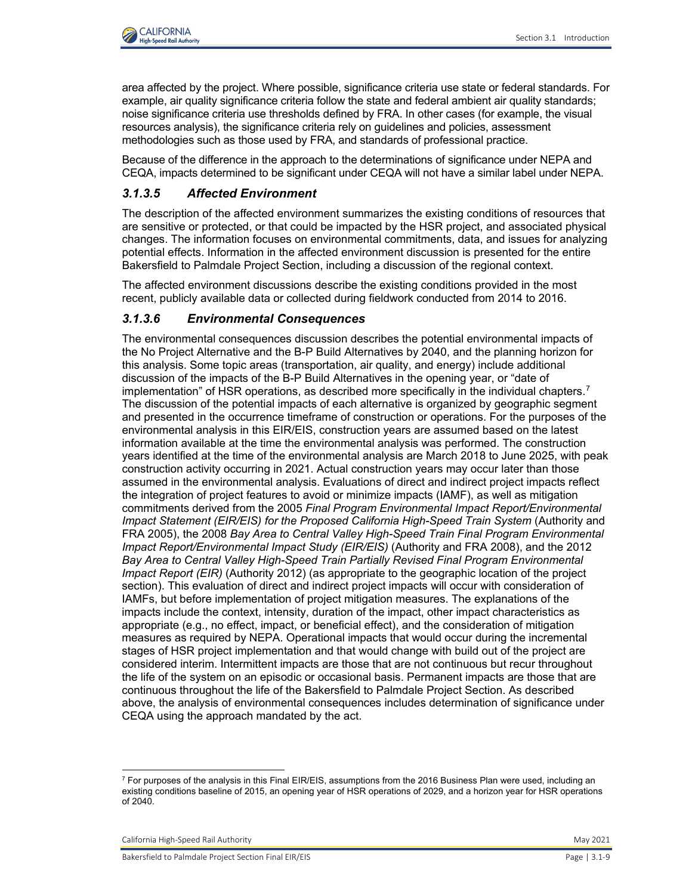area affected by the project. Where possible, significance criteria use state or federal standards. For example, air quality significance criteria follow the state and federal ambient air quality standards; noise significance criteria use thresholds defined by FRA. In other cases (for example, the visual resources analysis), the significance criteria rely on guidelines and policies, assessment methodologies such as those used by FRA, and standards of professional practice.

Because of the difference in the approach to the determinations of significance under NEPA and CEQA, impacts determined to be significant under CEQA will not have a similar label under NEPA.

### *3.1.3.5 Affected Environment*

The description of the affected environment summarizes the existing conditions of resources that are sensitive or protected, or that could be impacted by the HSR project, and associated physical changes. The information focuses on environmental commitments, data, and issues for analyzing potential effects. Information in the affected environment discussion is presented for the entire Bakersfield to Palmdale Project Section, including a discussion of the regional context.

The affected environment discussions describe the existing conditions provided in the most recent, publicly available data or collected during fieldwork conducted from 2014 to 2016.

### *3.1.3.6 Environmental Consequences*

The environmental consequences discussion describes the potential environmental impacts of the No Project Alternative and the B-P Build Alternatives by 2040, and the planning horizon for this analysis. Some topic areas (transportation, air quality, and energy) include additional discussion of the impacts of the B-P Build Alternatives in the opening year, or "date of implementation" of HSR operations, as described more specifically in the individual chapters.[7] The discussion of the potential impacts of each alternative is organized by geographic segment and presented in the occurrence timeframe of construction or operations. For the purposes of the environmental analysis in this EIR/EIS, construction years are assumed based on the latest information available at the time the environmental analysis was performed. The construction years identified at the time of the environmental analysis are March 2018 to June 2025, with peak construction activity occurring in 2021. Actual construction years may occur later than those assumed in the environmental analysis. Evaluations of direct and indirect project impacts reflect the integration of project features to avoid or minimize impacts (IAMF), as well as mitigation commitments derived from the 2005 *Final Program Environmental Impact Report/Environmental Impact Statement (EIR/EIS) for the Proposed California High-Speed Train System* (Authority and FRA 2005), the 2008 *Bay Area to Central Valley High-Speed Train Final Program Environmental Impact Report/Environmental Impact Study (EIR/EIS)* (Authority and FRA 2008), and the 2012 *Bay Area to Central Valley High-Speed Train Partially Revised Final Program Environmental Impact Report (EIR)* (Authority 2012) (as appropriate to the geographic location of the project section). This evaluation of direct and indirect project impacts will occur with consideration of IAMFs, but before implementation of project mitigation measures. The explanations of the impacts include the context, intensity, duration of the impact, other impact characteristics as appropriate (e.g., no effect, impact, or beneficial effect), and the consideration of mitigation measures as required by NEPA. Operational impacts that would occur during the incremental stages of HSR project implementation and that would change with build out of the project are considered interim. Intermittent impacts are those that are not continuous but recur throughout the life of the system on an episodic or occasional basis. Permanent impacts are those that are continuous throughout the life of the Bakersfield to Palmdale Project Section. As described above, the analysis of environmental consequences includes determination of significance under CEQA using the approach mandated by the act.

---

[7] For purposes of the analysis in this Final EIR/EIS, assumptions from the 2016 Business Plan were used, including an existing conditions baseline of 2015, an opening year of HSR operations of 2029, and a horizon year for HSR operations of 2040.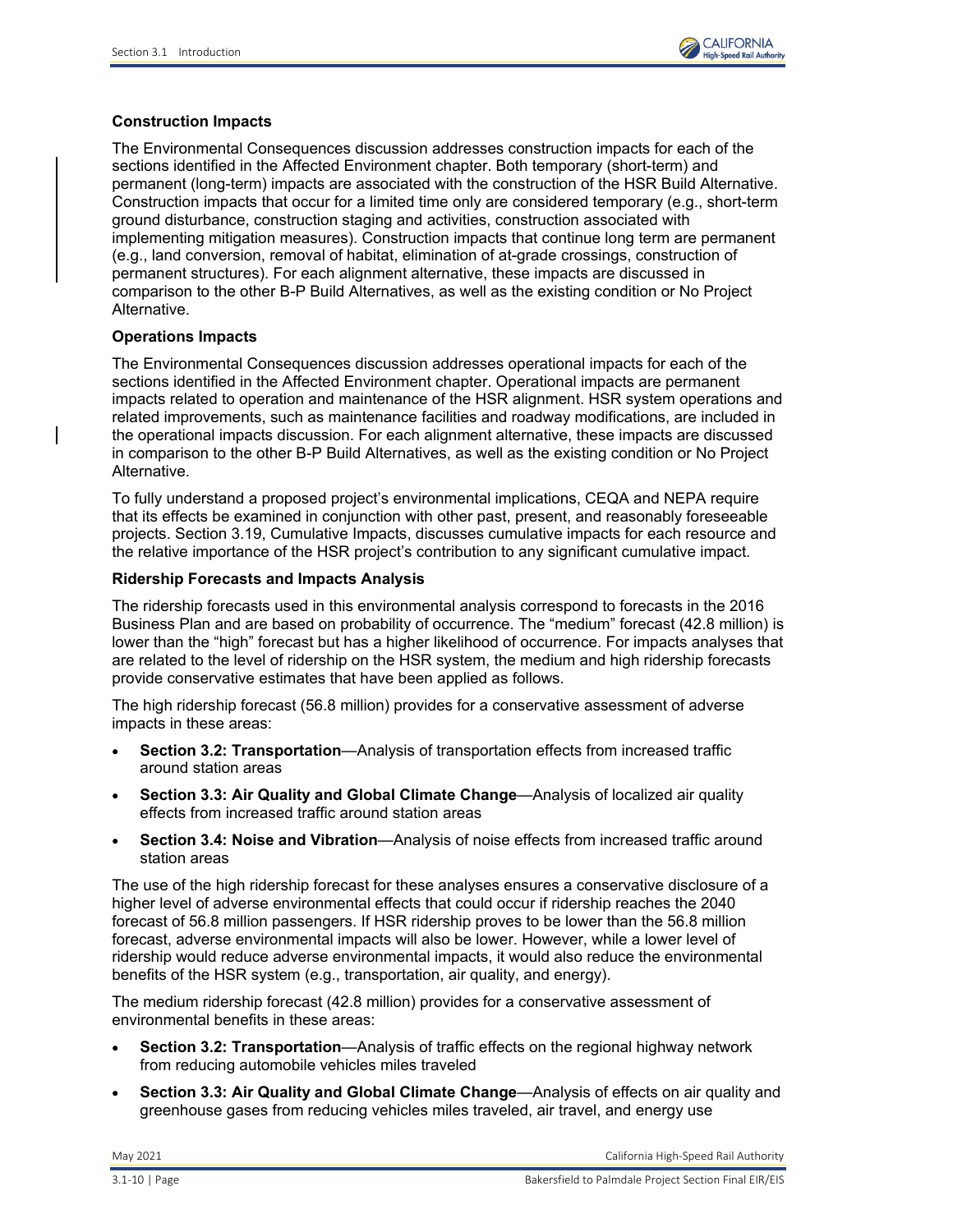### Construction Impacts

The Environmental Consequences discussion addresses construction impacts for each of the sections identified in the Affected Environment chapter. Both temporary (short-term) and permanent (long-term) impacts are associated with the construction of the HSR Build Alternative. Construction impacts that occur for a limited time only are considered temporary (e.g., short-term ground disturbance, construction staging and activities, construction associated with implementing mitigation measures). Construction impacts that continue long term are permanent (e.g., land conversion, removal of habitat, elimination of at-grade crossings, construction of permanent structures). For each alignment alternative, these impacts are discussed in comparison to the other B-P Build Alternatives, as well as the existing condition or No Project Alternative.

### Operations Impacts

The Environmental Consequences discussion addresses operational impacts for each of the sections identified in the Affected Environment chapter. Operational impacts are permanent impacts related to operation and maintenance of the HSR alignment. HSR system operations and related improvements, such as maintenance facilities and roadway modifications, are included in the operational impacts discussion. For each alignment alternative, these impacts are discussed in comparison to the other B-P Build Alternatives, as well as the existing condition or No Project Alternative.

To fully understand a proposed project's environmental implications, CEQA and NEPA require that its effects be examined in conjunction with other past, present, and reasonably foreseeable projects. Section 3.19, Cumulative Impacts, discusses cumulative impacts for each resource and the relative importance of the HSR project's contribution to any significant cumulative impact.

### Ridership Forecasts and Impacts Analysis

The ridership forecasts used in this environmental analysis correspond to forecasts in the 2016 Business Plan and are based on probability of occurrence. The "medium" forecast (42.8 million) is lower than the "high" forecast but has a higher likelihood of occurrence. For impacts analyses that are related to the level of ridership on the HSR system, the medium and high ridership forecasts provide conservative estimates that have been applied as follows.

The high ridership forecast (56.8 million) provides for a conservative assessment of adverse impacts in these areas:

- **Section 3.2: Transportation**—Analysis of transportation effects from increased traffic around station areas
- **Section 3.3: Air Quality and Global Climate Change**—Analysis of localized air quality effects from increased traffic around station areas
- **Section 3.4: Noise and Vibration**—Analysis of noise effects from increased traffic around station areas

The use of the high ridership forecast for these analyses ensures a conservative disclosure of a higher level of adverse environmental effects that could occur if ridership reaches the 2040 forecast of 56.8 million passengers. If HSR ridership proves to be lower than the 56.8 million forecast, adverse environmental impacts will also be lower. However, while a lower level of ridership would reduce adverse environmental impacts, it would also reduce the environmental benefits of the HSR system (e.g., transportation, air quality, and energy).

The medium ridership forecast (42.8 million) provides for a conservative assessment of environmental benefits in these areas:

- **Section 3.2: Transportation**—Analysis of traffic effects on the regional highway network from reducing automobile vehicles miles traveled
- **Section 3.3: Air Quality and Global Climate Change**—Analysis of effects on air quality and greenhouse gases from reducing vehicles miles traveled, air travel, and energy use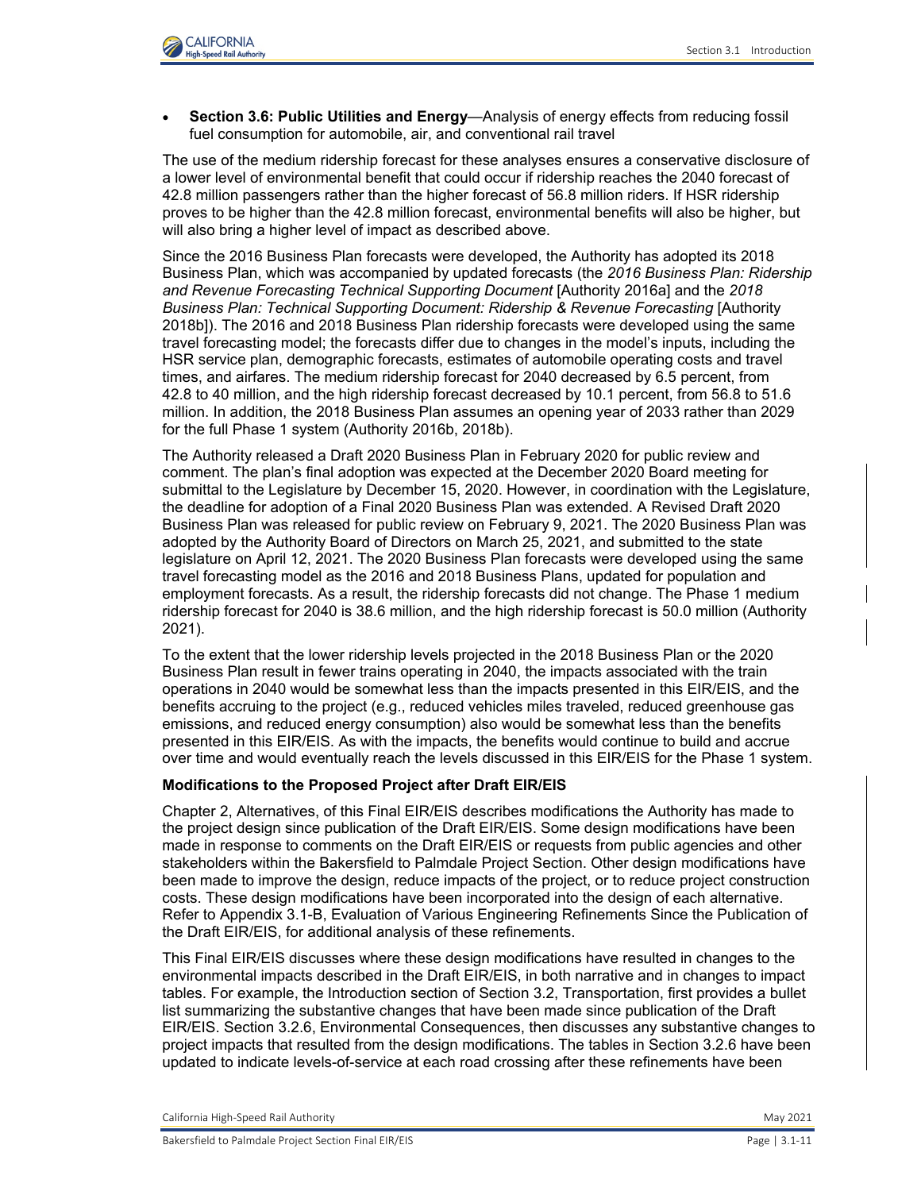- **Section 3.6: Public Utilities and Energy**—Analysis of energy effects from reducing fossil fuel consumption for automobile, air, and conventional rail travel

The use of the medium ridership forecast for these analyses ensures a conservative disclosure of a lower level of environmental benefit that could occur if ridership reaches the 2040 forecast of 42.8 million passengers rather than the higher forecast of 56.8 million riders. If HSR ridership proves to be higher than the 42.8 million forecast, environmental benefits will also be higher, but will also bring a higher level of impact as described above.

Since the 2016 Business Plan forecasts were developed, the Authority has adopted its 2018 Business Plan, which was accompanied by updated forecasts (the *2016 Business Plan: Ridership and Revenue Forecasting Technical Supporting Document* [Authority 2016a] and the *2018 Business Plan: Technical Supporting Document: Ridership & Revenue Forecasting* [Authority 2018b]). The 2016 and 2018 Business Plan ridership forecasts were developed using the same travel forecasting model; the forecasts differ due to changes in the model's inputs, including the HSR service plan, demographic forecasts, estimates of automobile operating costs and travel times, and airfares. The medium ridership forecast for 2040 decreased by 6.5 percent, from 42.8 to 40 million, and the high ridership forecast decreased by 10.1 percent, from 56.8 to 51.6 million. In addition, the 2018 Business Plan assumes an opening year of 2033 rather than 2029 for the full Phase 1 system (Authority 2016b, 2018b).

The Authority released a Draft 2020 Business Plan in February 2020 for public review and comment. The plan's final adoption was expected at the December 2020 Board meeting for submittal to the Legislature by December 15, 2020. However, in coordination with the Legislature, the deadline for adoption of a Final 2020 Business Plan was extended. A Revised Draft 2020 Business Plan was released for public review on February 9, 2021. The 2020 Business Plan was adopted by the Authority Board of Directors on March 25, 2021, and submitted to the state legislature on April 12, 2021. The 2020 Business Plan forecasts were developed using the same travel forecasting model as the 2016 and 2018 Business Plans, updated for population and employment forecasts. As a result, the ridership forecasts did not change. The Phase 1 medium ridership forecast for 2040 is 38.6 million, and the high ridership forecast is 50.0 million (Authority 2021).

To the extent that the lower ridership levels projected in the 2018 Business Plan or the 2020 Business Plan result in fewer trains operating in 2040, the impacts associated with the train operations in 2040 would be somewhat less than the impacts presented in this EIR/EIS, and the benefits accruing to the project (e.g., reduced vehicles miles traveled, reduced greenhouse gas emissions, and reduced energy consumption) also would be somewhat less than the benefits presented in this EIR/EIS. As with the impacts, the benefits would continue to build and accrue over time and would eventually reach the levels discussed in this EIR/EIS for the Phase 1 system.

**Modifications to the Proposed Project after Draft EIR/EIS**

Chapter 2, Alternatives, of this Final EIR/EIS describes modifications the Authority has made to the project design since publication of the Draft EIR/EIS. Some design modifications have been made in response to comments on the Draft EIR/EIS or requests from public agencies and other stakeholders within the Bakersfield to Palmdale Project Section. Other design modifications have been made to improve the design, reduce impacts of the project, or to reduce project construction costs. These design modifications have been incorporated into the design of each alternative. Refer to Appendix 3.1-B, Evaluation of Various Engineering Refinements Since the Publication of the Draft EIR/EIS, for additional analysis of these refinements.

This Final EIR/EIS discusses where these design modifications have resulted in changes to the environmental impacts described in the Draft EIR/EIS, in both narrative and in changes to impact tables. For example, the Introduction section of Section 3.2, Transportation, first provides a bullet list summarizing the substantive changes that have been made since publication of the Draft EIR/EIS. Section 3.2.6, Environmental Consequences, then discusses any substantive changes to project impacts that resulted from the design modifications. The tables in Section 3.2.6 have been updated to indicate levels-of-service at each road crossing after these refinements have been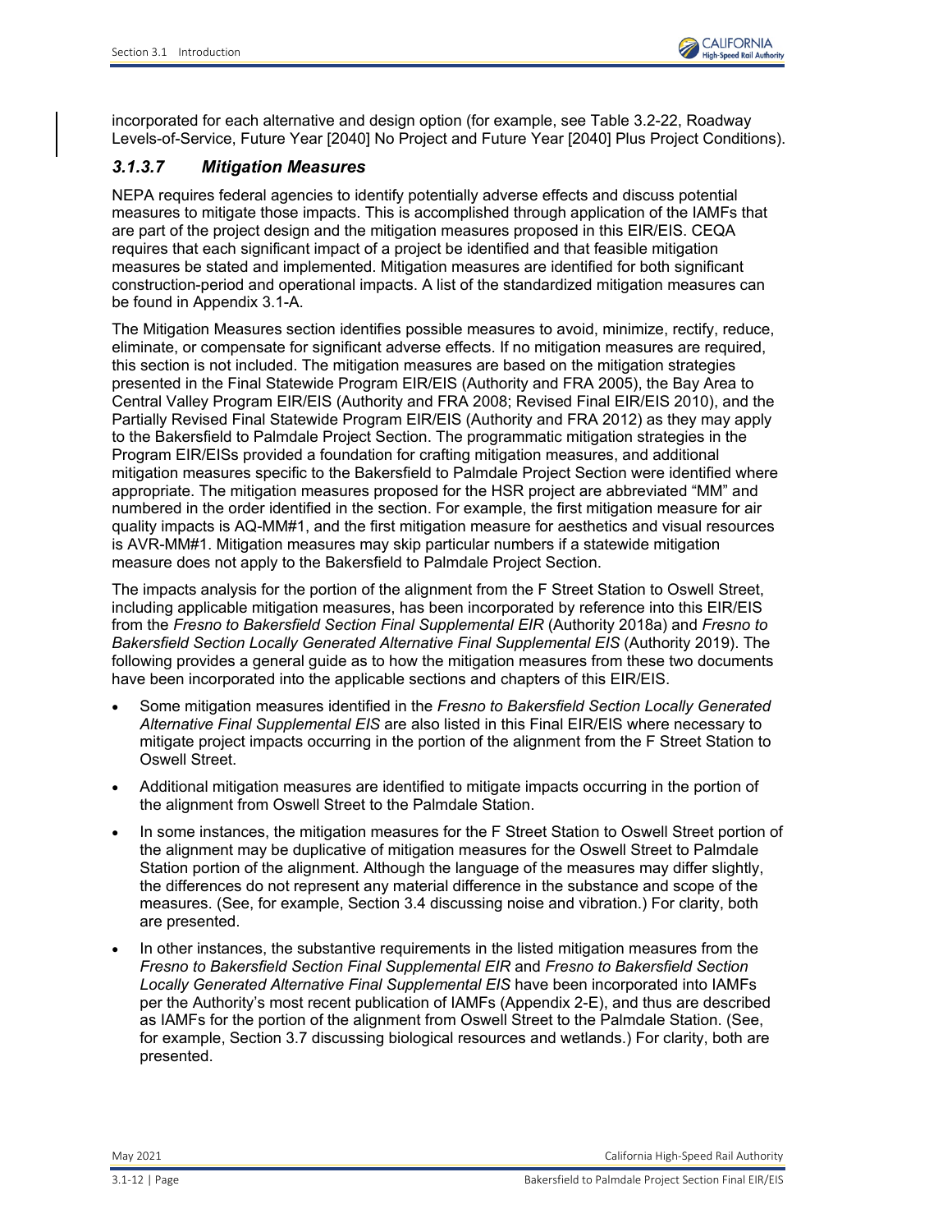incorporated for each alternative and design option (for example, see Table 3.2-22, Roadway Levels-of-Service, Future Year [2040] No Project and Future Year [2040] Plus Project Conditions).

### *3.1.3.7 Mitigation Measures*

NEPA requires federal agencies to identify potentially adverse effects and discuss potential measures to mitigate those impacts. This is accomplished through application of the IAMFs that are part of the project design and the mitigation measures proposed in this EIR/EIS. CEQA requires that each significant impact of a project be identified and that feasible mitigation measures be stated and implemented. Mitigation measures are identified for both significant construction-period and operational impacts. A list of the standardized mitigation measures can be found in Appendix 3.1-A.

The Mitigation Measures section identifies possible measures to avoid, minimize, rectify, reduce, eliminate, or compensate for significant adverse effects. If no mitigation measures are required, this section is not included. The mitigation measures are based on the mitigation strategies presented in the Final Statewide Program EIR/EIS (Authority and FRA 2005), the Bay Area to Central Valley Program EIR/EIS (Authority and FRA 2008; Revised Final EIR/EIS 2010), and the Partially Revised Final Statewide Program EIR/EIS (Authority and FRA 2012) as they may apply to the Bakersfield to Palmdale Project Section. The programmatic mitigation strategies in the Program EIR/EISs provided a foundation for crafting mitigation measures, and additional mitigation measures specific to the Bakersfield to Palmdale Project Section were identified where appropriate. The mitigation measures proposed for the HSR project are abbreviated "MM" and numbered in the order identified in the section. For example, the first mitigation measure for air quality impacts is AQ-MM#1, and the first mitigation measure for aesthetics and visual resources is AVR-MM#1. Mitigation measures may skip particular numbers if a statewide mitigation measure does not apply to the Bakersfield to Palmdale Project Section.

The impacts analysis for the portion of the alignment from the F Street Station to Oswell Street, including applicable mitigation measures, has been incorporated by reference into this EIR/EIS from the *Fresno to Bakersfield Section Final Supplemental EIR* (Authority 2018a) and *Fresno to Bakersfield Section Locally Generated Alternative Final Supplemental EIS* (Authority 2019). The following provides a general guide as to how the mitigation measures from these two documents have been incorporated into the applicable sections and chapters of this EIR/EIS.

- Some mitigation measures identified in the *Fresno to Bakersfield Section Locally Generated Alternative Final Supplemental EIS* are also listed in this Final EIR/EIS where necessary to mitigate project impacts occurring in the portion of the alignment from the F Street Station to Oswell Street.
- Additional mitigation measures are identified to mitigate impacts occurring in the portion of the alignment from Oswell Street to the Palmdale Station.
- In some instances, the mitigation measures for the F Street Station to Oswell Street portion of the alignment may be duplicative of mitigation measures for the Oswell Street to Palmdale Station portion of the alignment. Although the language of the measures may differ slightly, the differences do not represent any material difference in the substance and scope of the measures. (See, for example, Section 3.4 discussing noise and vibration.) For clarity, both are presented.
- In other instances, the substantive requirements in the listed mitigation measures from the *Fresno to Bakersfield Section Final Supplemental EIR* and *Fresno to Bakersfield Section Locally Generated Alternative Final Supplemental EIS* have been incorporated into IAMFs per the Authority's most recent publication of IAMFs (Appendix 2-E), and thus are described as IAMFs for the portion of the alignment from Oswell Street to the Palmdale Station. (See, for example, Section 3.7 discussing biological resources and wetlands.) For clarity, both are presented.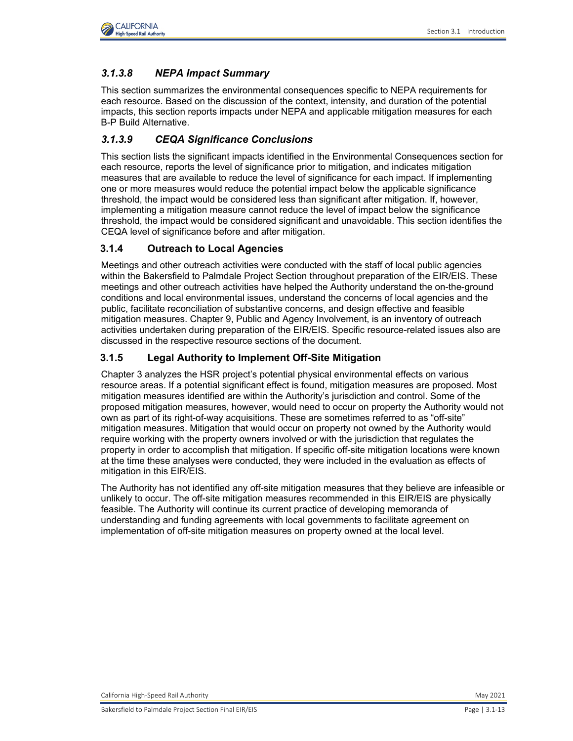#### *3.1.3.8 NEPA Impact Summary*

This section summarizes the environmental consequences specific to NEPA requirements for each resource. Based on the discussion of the context, intensity, and duration of the potential impacts, this section reports impacts under NEPA and applicable mitigation measures for each B-P Build Alternative.

#### *3.1.3.9 CEQA Significance Conclusions*

This section lists the significant impacts identified in the Environmental Consequences section for each resource, reports the level of significance prior to mitigation, and indicates mitigation measures that are available to reduce the level of significance for each impact. If implementing one or more measures would reduce the potential impact below the applicable significance threshold, the impact would be considered less than significant after mitigation. If, however, implementing a mitigation measure cannot reduce the level of impact below the significance threshold, the impact would be considered significant and unavoidable. This section identifies the CEQA level of significance before and after mitigation.

### 3.1.4 Outreach to Local Agencies

Meetings and other outreach activities were conducted with the staff of local public agencies within the Bakersfield to Palmdale Project Section throughout preparation of the EIR/EIS. These meetings and other outreach activities have helped the Authority understand the on-the-ground conditions and local environmental issues, understand the concerns of local agencies and the public, facilitate reconciliation of substantive concerns, and design effective and feasible mitigation measures. Chapter 9, Public and Agency Involvement, is an inventory of outreach activities undertaken during preparation of the EIR/EIS. Specific resource-related issues also are discussed in the respective resource sections of the document.

### 3.1.5 Legal Authority to Implement Off-Site Mitigation

Chapter 3 analyzes the HSR project's potential physical environmental effects on various resource areas. If a potential significant effect is found, mitigation measures are proposed. Most mitigation measures identified are within the Authority's jurisdiction and control. Some of the proposed mitigation measures, however, would need to occur on property the Authority would not own as part of its right-of-way acquisitions. These are sometimes referred to as "off-site" mitigation measures. Mitigation that would occur on property not owned by the Authority would require working with the property owners involved or with the jurisdiction that regulates the property in order to accomplish that mitigation. If specific off-site mitigation locations were known at the time these analyses were conducted, they were included in the evaluation as effects of mitigation in this EIR/EIS.

The Authority has not identified any off-site mitigation measures that they believe are infeasible or unlikely to occur. The off-site mitigation measures recommended in this EIR/EIS are physically feasible. The Authority will continue its current practice of developing memoranda of understanding and funding agreements with local governments to facilitate agreement on implementation of off-site mitigation measures on property owned at the local level.